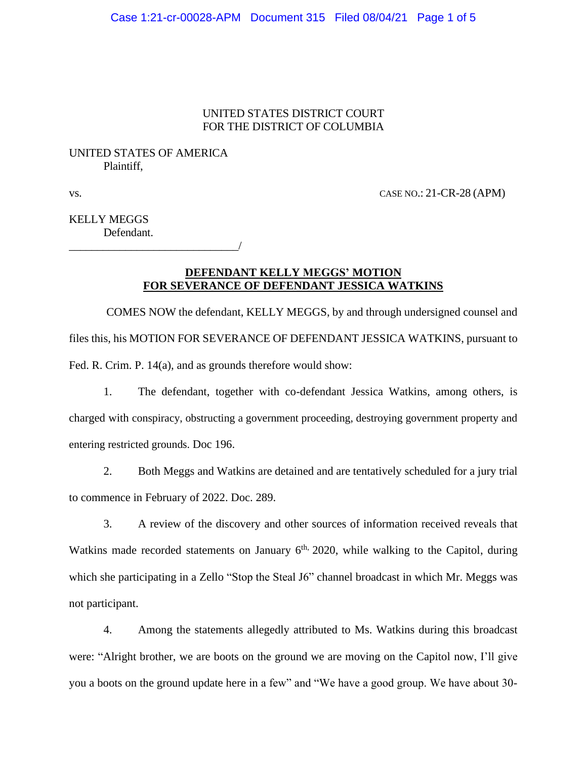UNITED STATES DISTRICT COURT
FOR THE DISTRICT OF COLUMBIA

UNITED STATES OF AMERICA
Plaintiff,

vs. CASE NO.: 21-CR-28 (APM)

KELLY MEGGS
Defendant.
______________________________/

**DEFENDANT KELLY MEGGS' MOTION FOR SEVERANCE OF DEFENDANT JESSICA WATKINS**

COMES NOW the defendant, KELLY MEGGS, by and through undersigned counsel and files this, his MOTION FOR SEVERANCE OF DEFENDANT JESSICA WATKINS, pursuant to Fed. R. Crim. P. 14(a), and as grounds therefore would show:

1. The defendant, together with co-defendant Jessica Watkins, among others, is charged with conspiracy, obstructing a government proceeding, destroying government property and entering restricted grounds. Doc 196.

2. Both Meggs and Watkins are detained and are tentatively scheduled for a jury trial to commence in February of 2022. Doc. 289.

3. A review of the discovery and other sources of information received reveals that Watkins made recorded statements on January 6th, 2020, while walking to the Capitol, during which she participating in a Zello "Stop the Steal J6" channel broadcast in which Mr. Meggs was not participant.

4. Among the statements allegedly attributed to Ms. Watkins during this broadcast were: "Alright brother, we are boots on the ground we are moving on the Capitol now, I'll give you a boots on the ground update here in a few" and "We have a good group. We have about 30-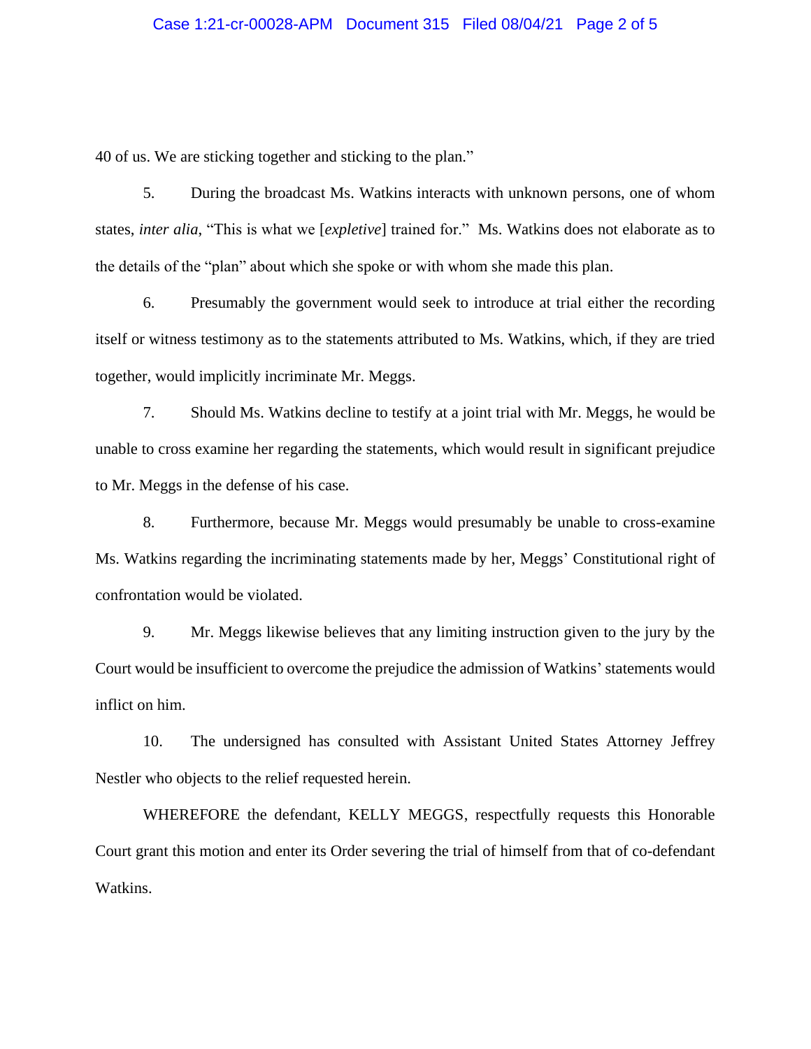40 of us. We are sticking together and sticking to the plan."

5. During the broadcast Ms. Watkins interacts with unknown persons, one of whom states, *inter alia*, "This is what we [*expletive*] trained for." Ms. Watkins does not elaborate as to the details of the "plan" about which she spoke or with whom she made this plan.

6. Presumably the government would seek to introduce at trial either the recording itself or witness testimony as to the statements attributed to Ms. Watkins, which, if they are tried together, would implicitly incriminate Mr. Meggs.

7. Should Ms. Watkins decline to testify at a joint trial with Mr. Meggs, he would be unable to cross examine her regarding the statements, which would result in significant prejudice to Mr. Meggs in the defense of his case.

8. Furthermore, because Mr. Meggs would presumably be unable to cross-examine Ms. Watkins regarding the incriminating statements made by her, Meggs' Constitutional right of confrontation would be violated.

9. Mr. Meggs likewise believes that any limiting instruction given to the jury by the Court would be insufficient to overcome the prejudice the admission of Watkins' statements would inflict on him.

10. The undersigned has consulted with Assistant United States Attorney Jeffrey Nestler who objects to the relief requested herein.

WHEREFORE the defendant, KELLY MEGGS, respectfully requests this Honorable Court grant this motion and enter its Order severing the trial of himself from that of co-defendant Watkins.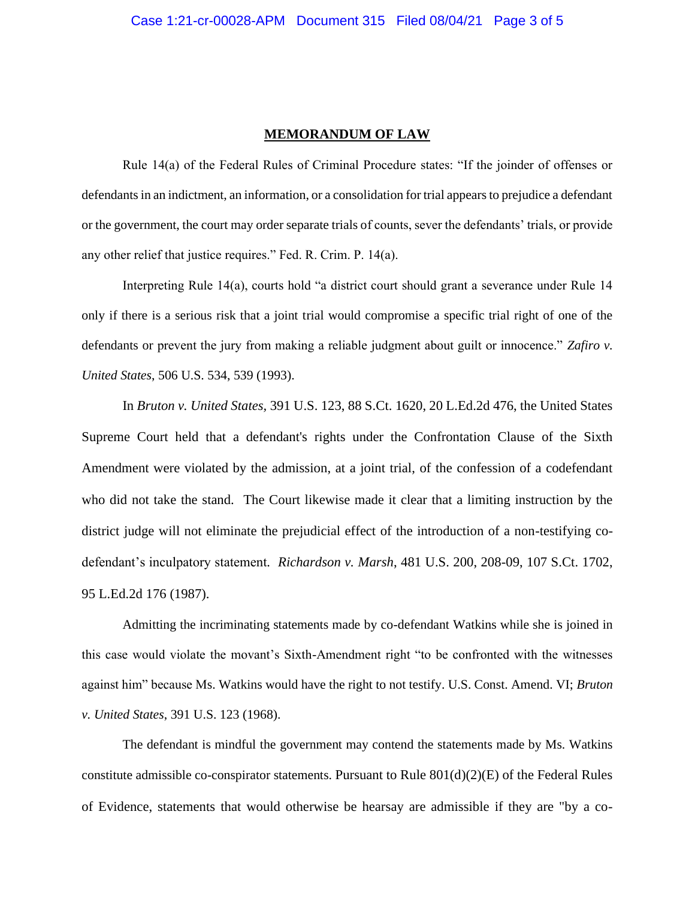**MEMORANDUM OF LAW**

Rule 14(a) of the Federal Rules of Criminal Procedure states: "If the joinder of offenses or defendants in an indictment, an information, or a consolidation for trial appears to prejudice a defendant or the government, the court may order separate trials of counts, sever the defendants' trials, or provide any other relief that justice requires." Fed. R. Crim. P. 14(a).

Interpreting Rule 14(a), courts hold "a district court should grant a severance under Rule 14 only if there is a serious risk that a joint trial would compromise a specific trial right of one of the defendants or prevent the jury from making a reliable judgment about guilt or innocence." *Zafiro v. United States*, 506 U.S. 534, 539 (1993).

In *Bruton v. United States*, 391 U.S. 123, 88 S.Ct. 1620, 20 L.Ed.2d 476, the United States Supreme Court held that a defendant's rights under the Confrontation Clause of the Sixth Amendment were violated by the admission, at a joint trial, of the confession of a codefendant who did not take the stand. The Court likewise made it clear that a limiting instruction by the district judge will not eliminate the prejudicial effect of the introduction of a non-testifying co-defendant's inculpatory statement. *Richardson v. Marsh*, 481 U.S. 200, 208-09, 107 S.Ct. 1702, 95 L.Ed.2d 176 (1987).

Admitting the incriminating statements made by co-defendant Watkins while she is joined in this case would violate the movant's Sixth-Amendment right "to be confronted with the witnesses against him" because Ms. Watkins would have the right to not testify. U.S. Const. Amend. VI; *Bruton v. United States*, 391 U.S. 123 (1968).

The defendant is mindful the government may contend the statements made by Ms. Watkins constitute admissible co-conspirator statements. Pursuant to Rule 801(d)(2)(E) of the Federal Rules of Evidence, statements that would otherwise be hearsay are admissible if they are "by a co-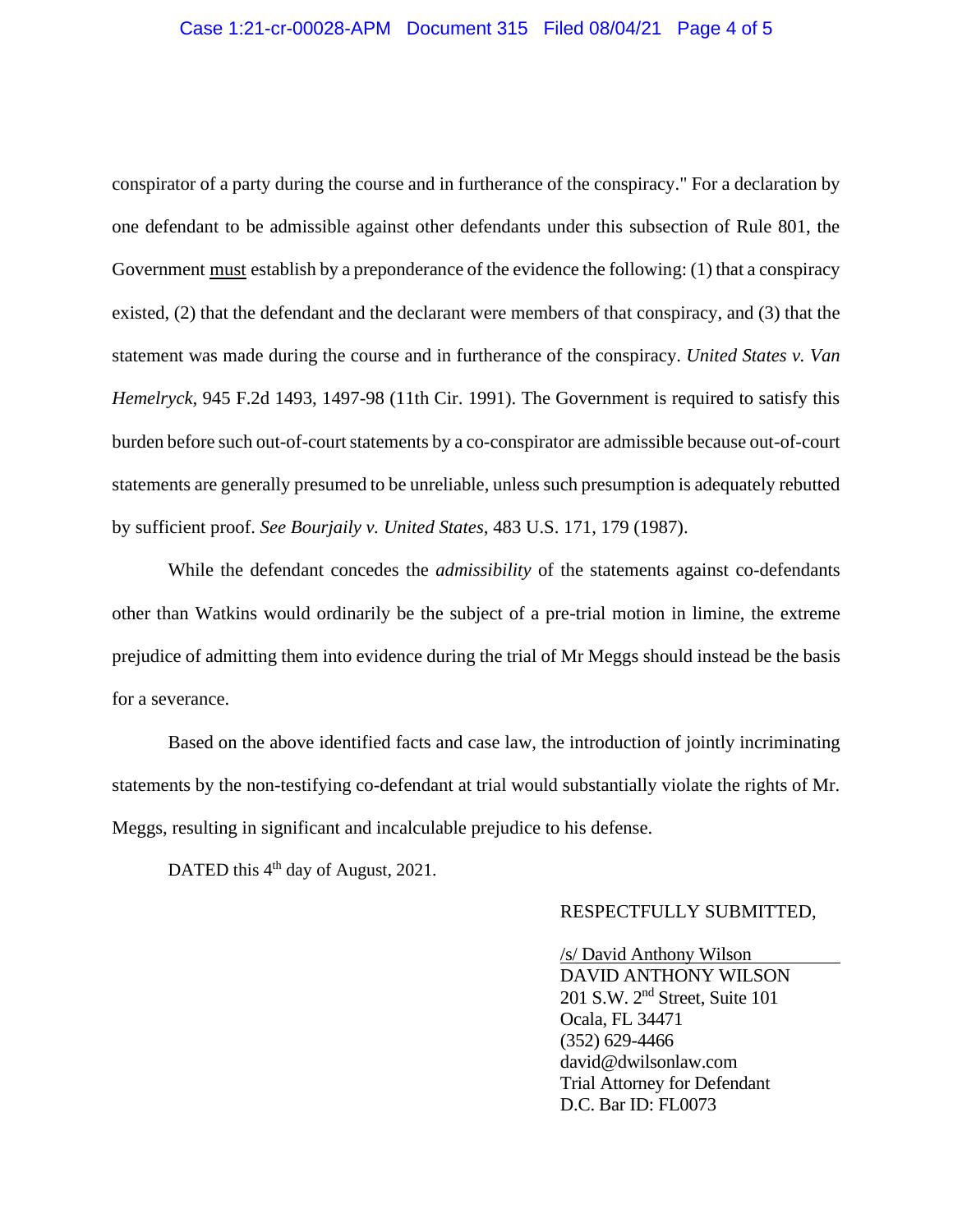conspirator of a party during the course and in furtherance of the conspiracy." For a declaration by one defendant to be admissible against other defendants under this subsection of Rule 801, the Government must establish by a preponderance of the evidence the following: (1) that a conspiracy existed, (2) that the defendant and the declarant were members of that conspiracy, and (3) that the statement was made during the course and in furtherance of the conspiracy. *United States v. Van Hemelryck*, 945 F.2d 1493, 1497-98 (11th Cir. 1991). The Government is required to satisfy this burden before such out-of-court statements by a co-conspirator are admissible because out-of-court statements are generally presumed to be unreliable, unless such presumption is adequately rebutted by sufficient proof. *See Bourjaily v. United States*, 483 U.S. 171, 179 (1987).

While the defendant concedes the *admissibility* of the statements against co-defendants other than Watkins would ordinarily be the subject of a pre-trial motion in limine, the extreme prejudice of admitting them into evidence during the trial of Mr Meggs should instead be the basis for a severance.

Based on the above identified facts and case law, the introduction of jointly incriminating statements by the non-testifying co-defendant at trial would substantially violate the rights of Mr. Meggs, resulting in significant and incalculable prejudice to his defense.

DATED this 4th day of August, 2021.

RESPECTFULLY SUBMITTED,

/s/ David Anthony Wilson
DAVID ANTHONY WILSON
201 S.W. 2nd Street, Suite 101
Ocala, FL 34471
(352) 629-4466
david@dwilsonlaw.com
Trial Attorney for Defendant
D.C. Bar ID: FL0073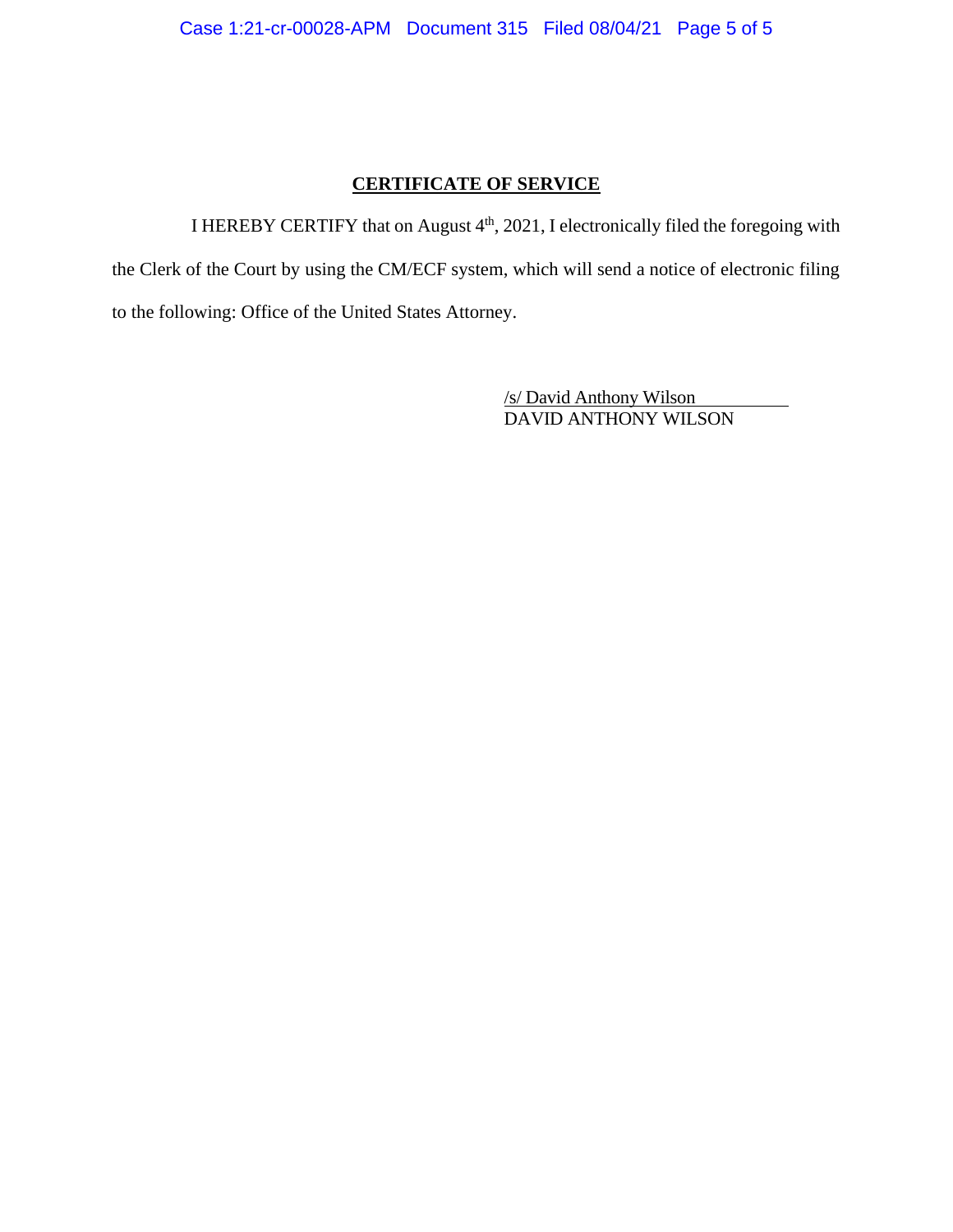## CERTIFICATE OF SERVICE

I HEREBY CERTIFY that on August 4th, 2021, I electronically filed the foregoing with the Clerk of the Court by using the CM/ECF system, which will send a notice of electronic filing to the following: Office of the United States Attorney.

/s/ David Anthony Wilson
DAVID ANTHONY WILSON